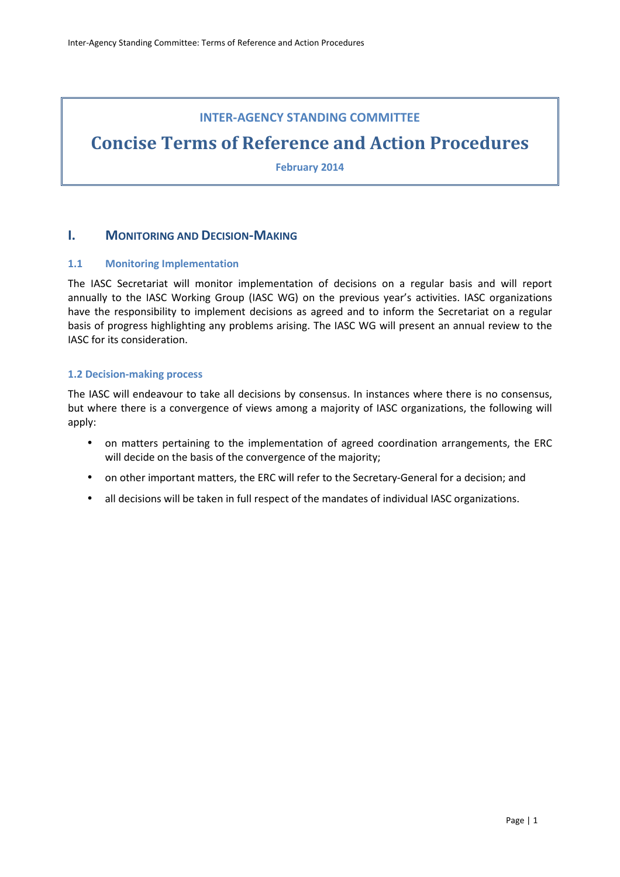# INTER-AGENCY STANDING COMMITTEE

# Concise Terms of Reference and Action Procedures

**February 2014**

## I. MONITORING AND DECISION-MAKING

### 1.1 Monitoring Implementation

The IASC Secretariat will monitor implementation of decisions on a regular basis and will report annually to the IASC Working Group (IASC WG) on the previous year's activities. IASC organizations have the responsibility to implement decisions as agreed and to inform the Secretariat on a regular basis of progress highlighting any problems arising. The IASC WG will present an annual review to the IASC for its consideration.

### 1.2 Decision-making process

The IASC will endeavour to take all decisions by consensus. In instances where there is no consensus, but where there is a convergence of views among a majority of IASC organizations, the following will apply:

- on matters pertaining to the implementation of agreed coordination arrangements, the ERC will decide on the basis of the convergence of the majority;
- on other important matters, the ERC will refer to the Secretary-General for a decision; and
- all decisions will be taken in full respect of the mandates of individual IASC organizations.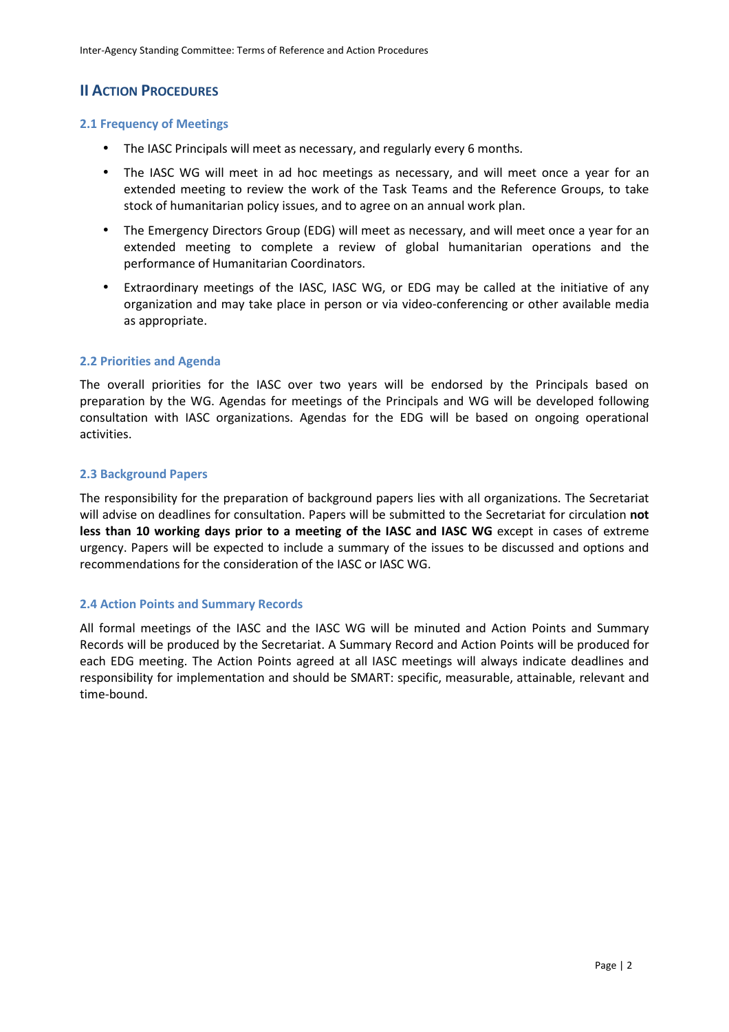## II Action Procedures

### 2.1 Frequency of Meetings

- The IASC Principals will meet as necessary, and regularly every 6 months.
- The IASC WG will meet in ad hoc meetings as necessary, and will meet once a year for an extended meeting to review the work of the Task Teams and the Reference Groups, to take stock of humanitarian policy issues, and to agree on an annual work plan.
- The Emergency Directors Group (EDG) will meet as necessary, and will meet once a year for an extended meeting to complete a review of global humanitarian operations and the performance of Humanitarian Coordinators.
- Extraordinary meetings of the IASC, IASC WG, or EDG may be called at the initiative of any organization and may take place in person or via video-conferencing or other available media as appropriate.

### 2.2 Priorities and Agenda

The overall priorities for the IASC over two years will be endorsed by the Principals based on preparation by the WG. Agendas for meetings of the Principals and WG will be developed following consultation with IASC organizations. Agendas for the EDG will be based on ongoing operational activities.

### 2.3 Background Papers

The responsibility for the preparation of background papers lies with all organizations. The Secretariat will advise on deadlines for consultation. Papers will be submitted to the Secretariat for circulation **not less than 10 working days prior to a meeting of the IASC and IASC WG** except in cases of extreme urgency. Papers will be expected to include a summary of the issues to be discussed and options and recommendations for the consideration of the IASC or IASC WG.

### 2.4 Action Points and Summary Records

All formal meetings of the IASC and the IASC WG will be minuted and Action Points and Summary Records will be produced by the Secretariat. A Summary Record and Action Points will be produced for each EDG meeting. The Action Points agreed at all IASC meetings will always indicate deadlines and responsibility for implementation and should be SMART: specific, measurable, attainable, relevant and time-bound.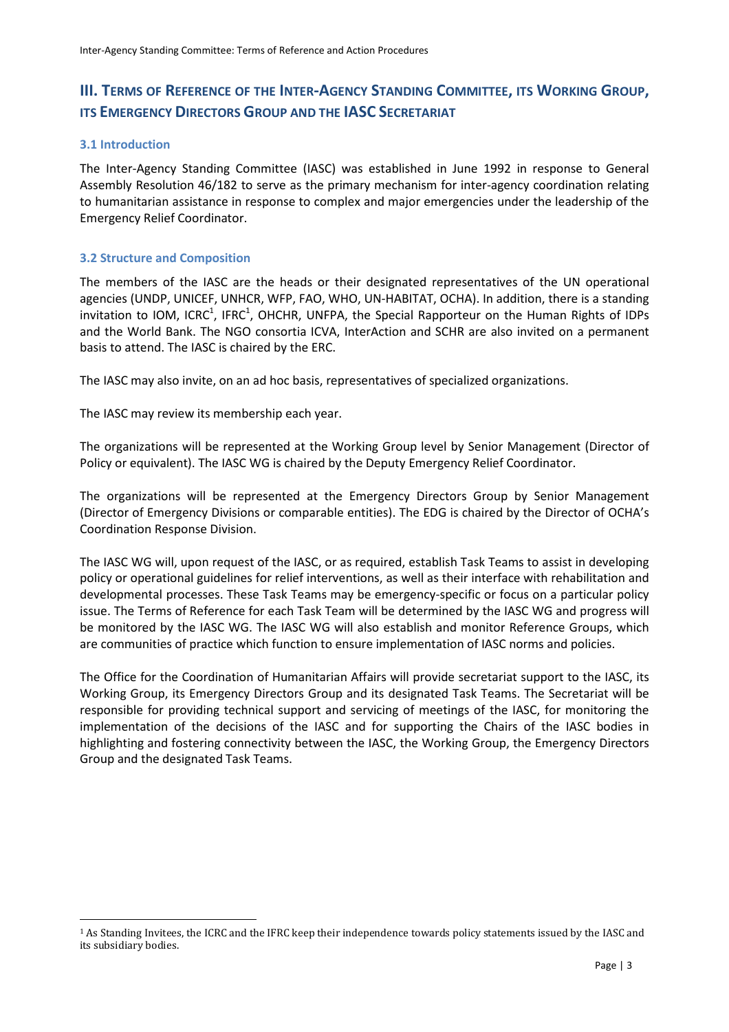## III. Terms of Reference of the Inter-Agency Standing Committee, its Working Group, its Emergency Directors Group and the IASC Secretariat

### 3.1 Introduction

The Inter-Agency Standing Committee (IASC) was established in June 1992 in response to General Assembly Resolution 46/182 to serve as the primary mechanism for inter-agency coordination relating to humanitarian assistance in response to complex and major emergencies under the leadership of the Emergency Relief Coordinator.

### 3.2 Structure and Composition

The members of the IASC are the heads or their designated representatives of the UN operational agencies (UNDP, UNICEF, UNHCR, WFP, FAO, WHO, UN-HABITAT, OCHA). In addition, there is a standing invitation to IOM, ICRC[1], IFRC[1], OHCHR, UNFPA, the Special Rapporteur on the Human Rights of IDPs and the World Bank. The NGO consortia ICVA, InterAction and SCHR are also invited on a permanent basis to attend. The IASC is chaired by the ERC.

The IASC may also invite, on an ad hoc basis, representatives of specialized organizations.

The IASC may review its membership each year.

The organizations will be represented at the Working Group level by Senior Management (Director of Policy or equivalent). The IASC WG is chaired by the Deputy Emergency Relief Coordinator.

The organizations will be represented at the Emergency Directors Group by Senior Management (Director of Emergency Divisions or comparable entities). The EDG is chaired by the Director of OCHA's Coordination Response Division.

The IASC WG will, upon request of the IASC, or as required, establish Task Teams to assist in developing policy or operational guidelines for relief interventions, as well as their interface with rehabilitation and developmental processes. These Task Teams may be emergency-specific or focus on a particular policy issue. The Terms of Reference for each Task Team will be determined by the IASC WG and progress will be monitored by the IASC WG. The IASC WG will also establish and monitor Reference Groups, which are communities of practice which function to ensure implementation of IASC norms and policies.

The Office for the Coordination of Humanitarian Affairs will provide secretariat support to the IASC, its Working Group, its Emergency Directors Group and its designated Task Teams. The Secretariat will be responsible for providing technical support and servicing of meetings of the IASC, for monitoring the implementation of the decisions of the IASC and for supporting the Chairs of the IASC bodies in highlighting and fostering connectivity between the IASC, the Working Group, the Emergency Directors Group and the designated Task Teams.

---

[1] As Standing Invitees, the ICRC and the IFRC keep their independence towards policy statements issued by the IASC and its subsidiary bodies.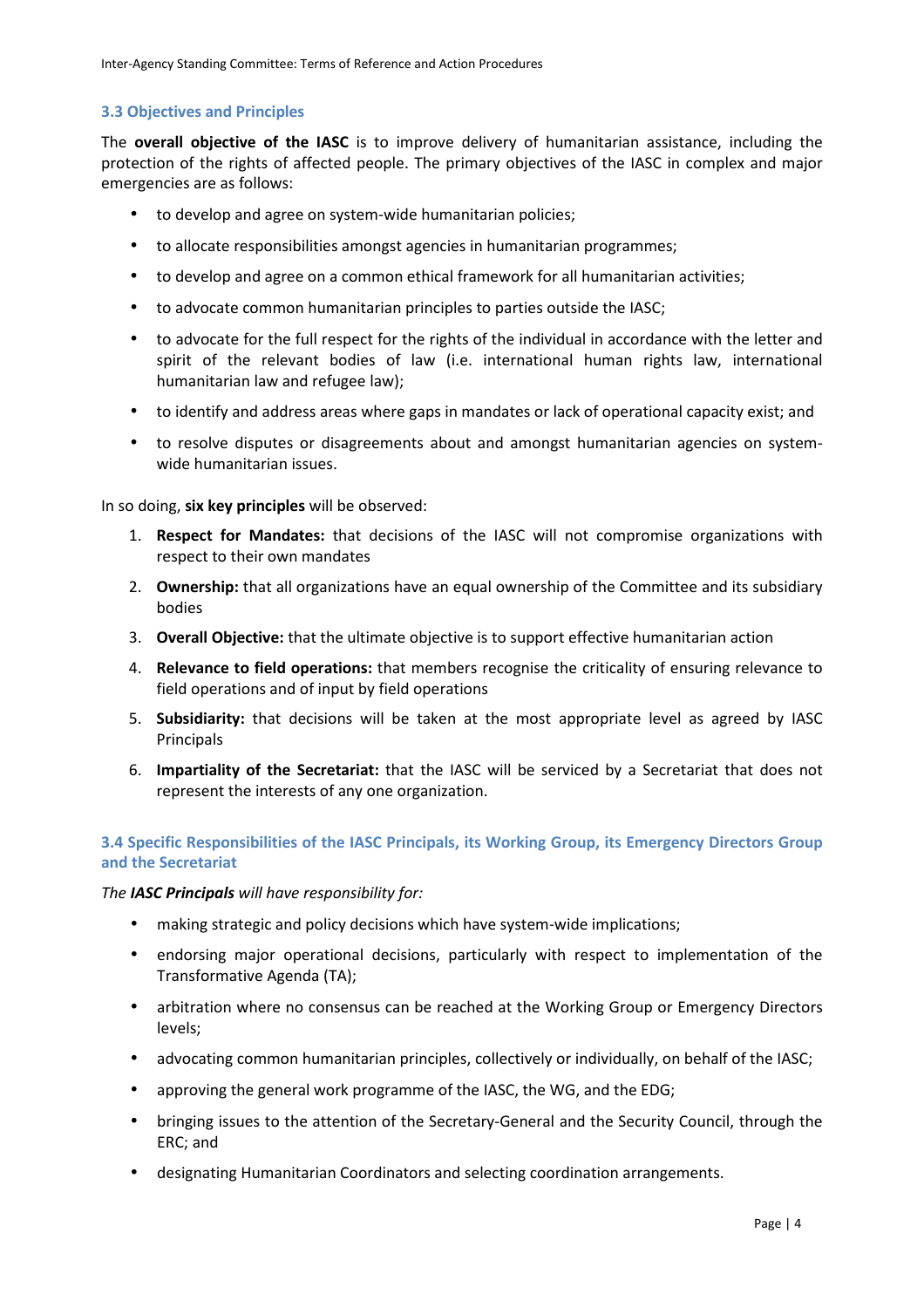### 3.3 Objectives and Principles

The **overall objective of the IASC** is to improve delivery of humanitarian assistance, including the protection of the rights of affected people. The primary objectives of the IASC in complex and major emergencies are as follows:

- to develop and agree on system-wide humanitarian policies;
- to allocate responsibilities amongst agencies in humanitarian programmes;
- to develop and agree on a common ethical framework for all humanitarian activities;
- to advocate common humanitarian principles to parties outside the IASC;
- to advocate for the full respect for the rights of the individual in accordance with the letter and spirit of the relevant bodies of law (i.e. international human rights law, international humanitarian law and refugee law);
- to identify and address areas where gaps in mandates or lack of operational capacity exist; and
- to resolve disputes or disagreements about and amongst humanitarian agencies on system-wide humanitarian issues.

In so doing, **six key principles** will be observed:

1. **Respect for Mandates:** that decisions of the IASC will not compromise organizations with respect to their own mandates
2. **Ownership:** that all organizations have an equal ownership of the Committee and its subsidiary bodies
3. **Overall Objective:** that the ultimate objective is to support effective humanitarian action
4. **Relevance to field operations:** that members recognise the criticality of ensuring relevance to field operations and of input by field operations
5. **Subsidiarity:** that decisions will be taken at the most appropriate level as agreed by IASC Principals
6. **Impartiality of the Secretariat:** that the IASC will be serviced by a Secretariat that does not represent the interests of any one organization.

### 3.4 Specific Responsibilities of the IASC Principals, its Working Group, its Emergency Directors Group and the Secretariat

*The **IASC Principals** will have responsibility for:*

- making strategic and policy decisions which have system-wide implications;
- endorsing major operational decisions, particularly with respect to implementation of the Transformative Agenda (TA);
- arbitration where no consensus can be reached at the Working Group or Emergency Directors levels;
- advocating common humanitarian principles, collectively or individually, on behalf of the IASC;
- approving the general work programme of the IASC, the WG, and the EDG;
- bringing issues to the attention of the Secretary-General and the Security Council, through the ERC; and
- designating Humanitarian Coordinators and selecting coordination arrangements.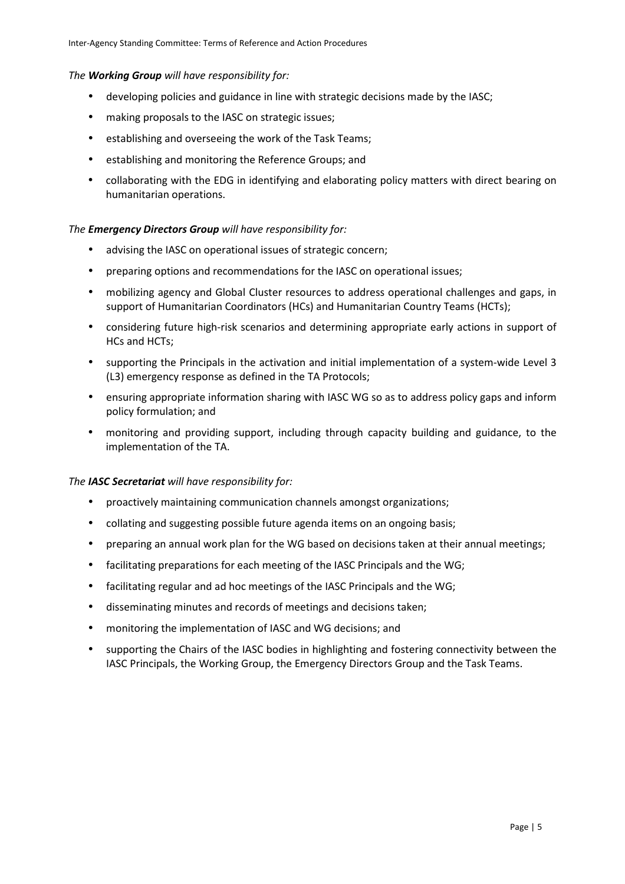*The **Working Group** will have responsibility for:*

- developing policies and guidance in line with strategic decisions made by the IASC;
- making proposals to the IASC on strategic issues;
- establishing and overseeing the work of the Task Teams;
- establishing and monitoring the Reference Groups; and
- collaborating with the EDG in identifying and elaborating policy matters with direct bearing on humanitarian operations.

*The **Emergency Directors Group** will have responsibility for:*

- advising the IASC on operational issues of strategic concern;
- preparing options and recommendations for the IASC on operational issues;
- mobilizing agency and Global Cluster resources to address operational challenges and gaps, in support of Humanitarian Coordinators (HCs) and Humanitarian Country Teams (HCTs);
- considering future high-risk scenarios and determining appropriate early actions in support of HCs and HCTs;
- supporting the Principals in the activation and initial implementation of a system-wide Level 3 (L3) emergency response as defined in the TA Protocols;
- ensuring appropriate information sharing with IASC WG so as to address policy gaps and inform policy formulation; and
- monitoring and providing support, including through capacity building and guidance, to the implementation of the TA.

*The **IASC Secretariat** will have responsibility for:*

- proactively maintaining communication channels amongst organizations;
- collating and suggesting possible future agenda items on an ongoing basis;
- preparing an annual work plan for the WG based on decisions taken at their annual meetings;
- facilitating preparations for each meeting of the IASC Principals and the WG;
- facilitating regular and ad hoc meetings of the IASC Principals and the WG;
- disseminating minutes and records of meetings and decisions taken;
- monitoring the implementation of IASC and WG decisions; and
- supporting the Chairs of the IASC bodies in highlighting and fostering connectivity between the IASC Principals, the Working Group, the Emergency Directors Group and the Task Teams.